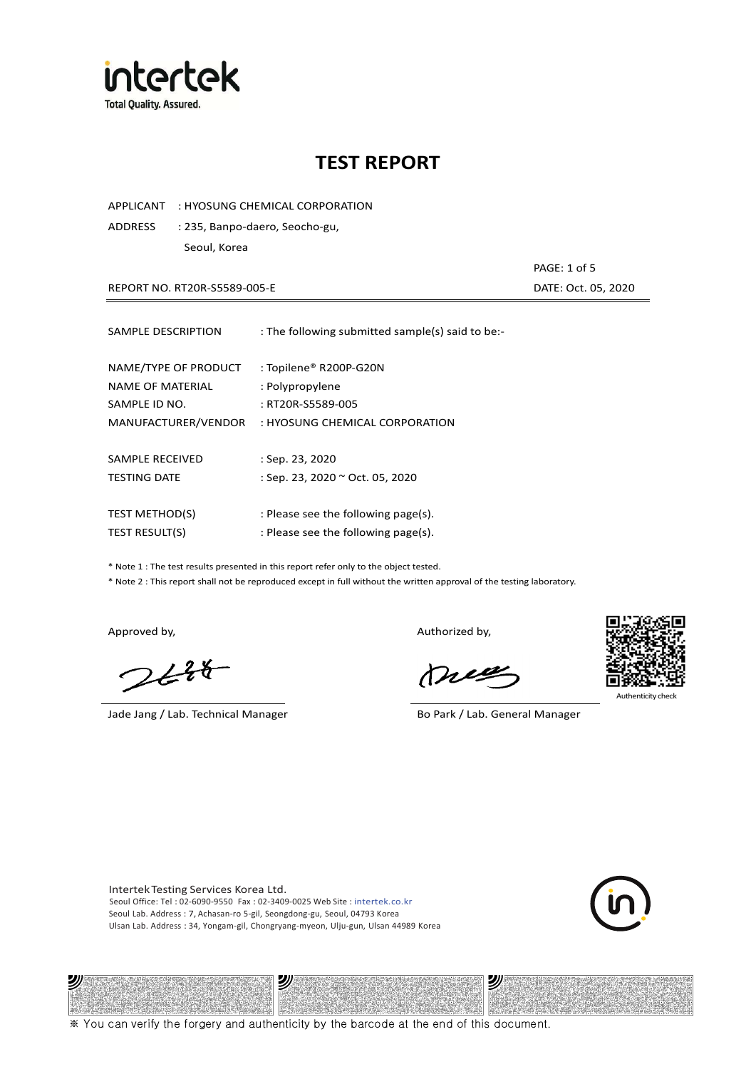intertek
Total Quality. Assured.

# TEST REPORT

APPLICANT : HYOSUNG CHEMICAL CORPORATION

ADDRESS : 235, Banpo-daero, Seocho-gu,
Seoul, Korea

REPORT NO. RT20R-S5589-005-E

DATE: Oct. 05, 2020

---

SAMPLE DESCRIPTION : The following submitted sample(s) said to be:-

NAME/TYPE OF PRODUCT : Topilene® R200P-G20N

NAME OF MATERIAL : Polypropylene

SAMPLE ID NO. : RT20R-S5589-005

MANUFACTURER/VENDOR : HYOSUNG CHEMICAL CORPORATION

SAMPLE RECEIVED : Sep. 23, 2020

TESTING DATE : Sep. 23, 2020 ~ Oct. 05, 2020

TEST METHOD(S) : Please see the following page(s).

TEST RESULT(S) : Please see the following page(s).

* Note 1 : The test results presented in this report refer only to the object tested.

* Note 2 : This report shall not be reproduced except in full without the written approval of the testing laboratory.

Approved by,

Jade Jang / Lab. Technical Manager

Authorized by,

Bo Park / Lab. General Manager

Authenticity check

Intertek Testing Services Korea Ltd.
Seoul Office: Tel : 02-6090-9550 Fax : 02-3409-0025 Web Site : intertek.co.kr
Seoul Lab. Address : 7, Achasan-ro 5-gil, Seongdong-gu, Seoul, 04793 Korea
Ulsan Lab. Address : 34, Yongam-gil, Chongryang-myeon, Ulju-gun, Ulsan 44989 Korea

※ You can verify the forgery and authenticity by the barcode at the end of this document.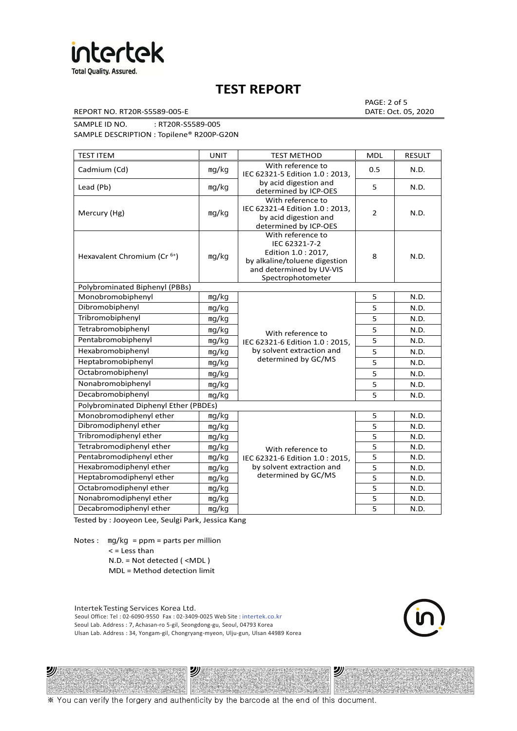# TEST REPORT

REPORT NO. RT20R-S5589-005-E

DATE: Oct. 05, 2020

SAMPLE ID NO. : RT20R-S5589-005

SAMPLE DESCRIPTION : Topilene® R200P-G20N

| TEST ITEM | UNIT | TEST METHOD | MDL | RESULT |
|---|---|---|---|---|
| Cadmium (Cd) | mg/kg | With reference to IEC 62321-5 Edition 1.0 : 2013, by acid digestion and determined by ICP-OES | 0.5 | N.D. |
| Lead (Pb) | mg/kg | | 5 | N.D. |
| Mercury (Hg) | mg/kg | With reference to IEC 62321-4 Edition 1.0 : 2013, by acid digestion and determined by ICP-OES | 2 | N.D. |
| Hexavalent Chromium ($Cr^{6+}$) | mg/kg | With reference to IEC 62321-7-2 Edition 1.0 : 2017, by alkaline/toluene digestion and determined by UV-VIS Spectrophotometer | 8 | N.D. |
| Polybrominated Biphenyl (PBBs) | | | | |
| Monobromobiphenyl | mg/kg | With reference to IEC 62321-6 Edition 1.0 : 2015, by solvent extraction and determined by GC/MS | 5 | N.D. |
| Dibromobiphenyl | mg/kg | | 5 | N.D. |
| Tribromobiphenyl | mg/kg | | 5 | N.D. |
| Tetrabromobiphenyl | mg/kg | | 5 | N.D. |
| Pentabromobiphenyl | mg/kg | | 5 | N.D. |
| Hexabromobiphenyl | mg/kg | | 5 | N.D. |
| Heptabromobiphenyl | mg/kg | | 5 | N.D. |
| Octabromobiphenyl | mg/kg | | 5 | N.D. |
| Nonabromobiphenyl | mg/kg | | 5 | N.D. |
| Decabromobiphenyl | mg/kg | | 5 | N.D. |
| Polybrominated Diphenyl Ether (PBDEs) | | | | |
| Monobromodiphenyl ether | mg/kg | With reference to IEC 62321-6 Edition 1.0 : 2015, by solvent extraction and determined by GC/MS | 5 | N.D. |
| Dibromodiphenyl ether | mg/kg | | 5 | N.D. |
| Tribromodiphenyl ether | mg/kg | | 5 | N.D. |
| Tetrabromodiphenyl ether | mg/kg | | 5 | N.D. |
| Pentabromodiphenyl ether | mg/kg | | 5 | N.D. |
| Hexabromodiphenyl ether | mg/kg | | 5 | N.D. |
| Heptabromodiphenyl ether | mg/kg | | 5 | N.D. |
| Octabromodiphenyl ether | mg/kg | | 5 | N.D. |
| Nonabromodiphenyl ether | mg/kg | | 5 | N.D. |
| Decabromodiphenyl ether | mg/kg | | 5 | N.D. |

Tested by : Jooyeon Lee, Seulgi Park, Jessica Kang

Notes : mg/kg = ppm = parts per million
< = Less than
N.D. = Not detected ( <MDL )
MDL = Method detection limit

Intertek Testing Services Korea Ltd.
Seoul Office: Tel : 02-6090-9550 Fax : 02-3409-0025 Web Site : intertek.co.kr
Seoul Lab. Address : 7, Achasan-ro 5-gil, Seongdong-gu, Seoul, 04793 Korea
Ulsan Lab. Address : 34, Yongam-gil, Chongryang-myeon, Ulju-gun, Ulsan 44989 Korea

※ You can verify the forgery and authenticity by the barcode at the end of this document.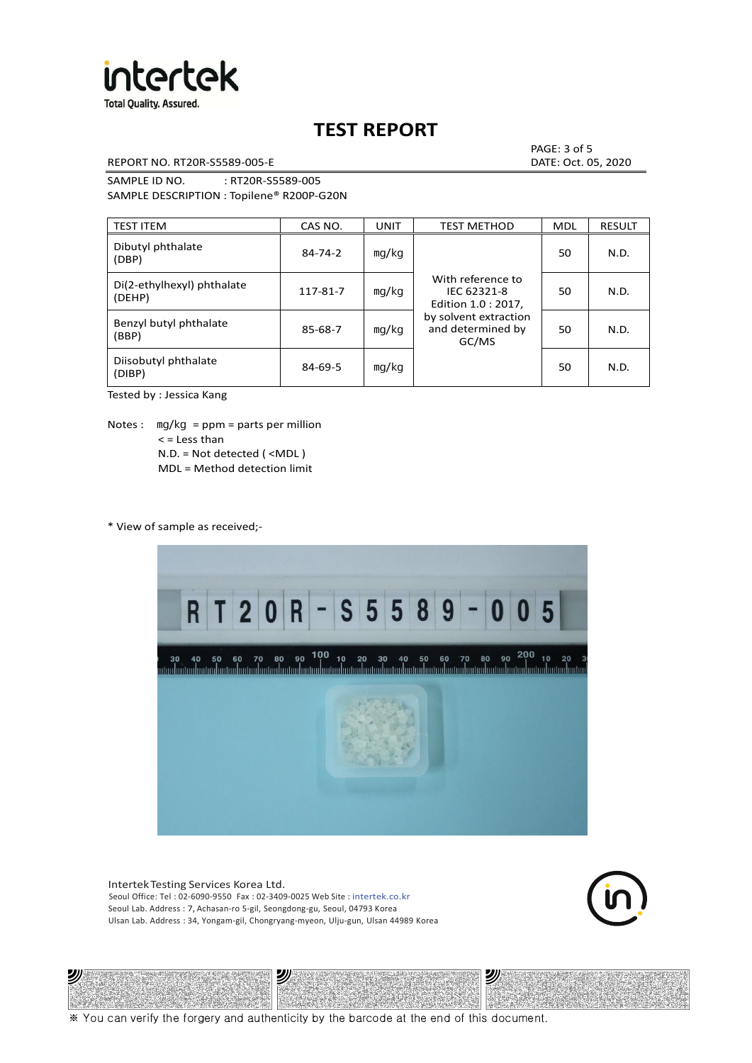# TEST REPORT

REPORT NO. RT20R-S5589-005-E

DATE: Oct. 05, 2020

SAMPLE ID NO. : RT20R-S5589-005

SAMPLE DESCRIPTION : Topilene® R200P-G20N

| TEST ITEM | CAS NO. | UNIT | TEST METHOD | MDL | RESULT |
|---|---|---|---|---|---|
| Dibutyl phthalate (DBP) | 84-74-2 | mg/kg | With reference to IEC 62321-8 Edition 1.0 : 2017, by solvent extraction and determined by GC/MS | 50 | N.D. |
| Di(2-ethylhexyl) phthalate (DEHP) | 117-81-7 | mg/kg | | 50 | N.D. |
| Benzyl butyl phthalate (BBP) | 85-68-7 | mg/kg | | 50 | N.D. |
| Diisobutyl phthalate (DIBP) | 84-69-5 | mg/kg | | 50 | N.D. |

Tested by : Jessica Kang

Notes : mg/kg = ppm = parts per million
< = Less than
N.D. = Not detected ( <MDL )
MDL = Method detection limit

* View of sample as received;-

Intertek Testing Services Korea Ltd.
Seoul Office: Tel : 02-6090-9550 Fax : 02-3409-0025 Web Site : intertek.co.kr
Seoul Lab. Address : 7, Achasan-ro 5-gil, Seongdong-gu, Seoul, 04793 Korea
Ulsan Lab. Address : 34, Yongam-gil, Chongryang-myeon, Ulju-gun, Ulsan 44989 Korea

※ You can verify the forgery and authenticity by the barcode at the end of this document.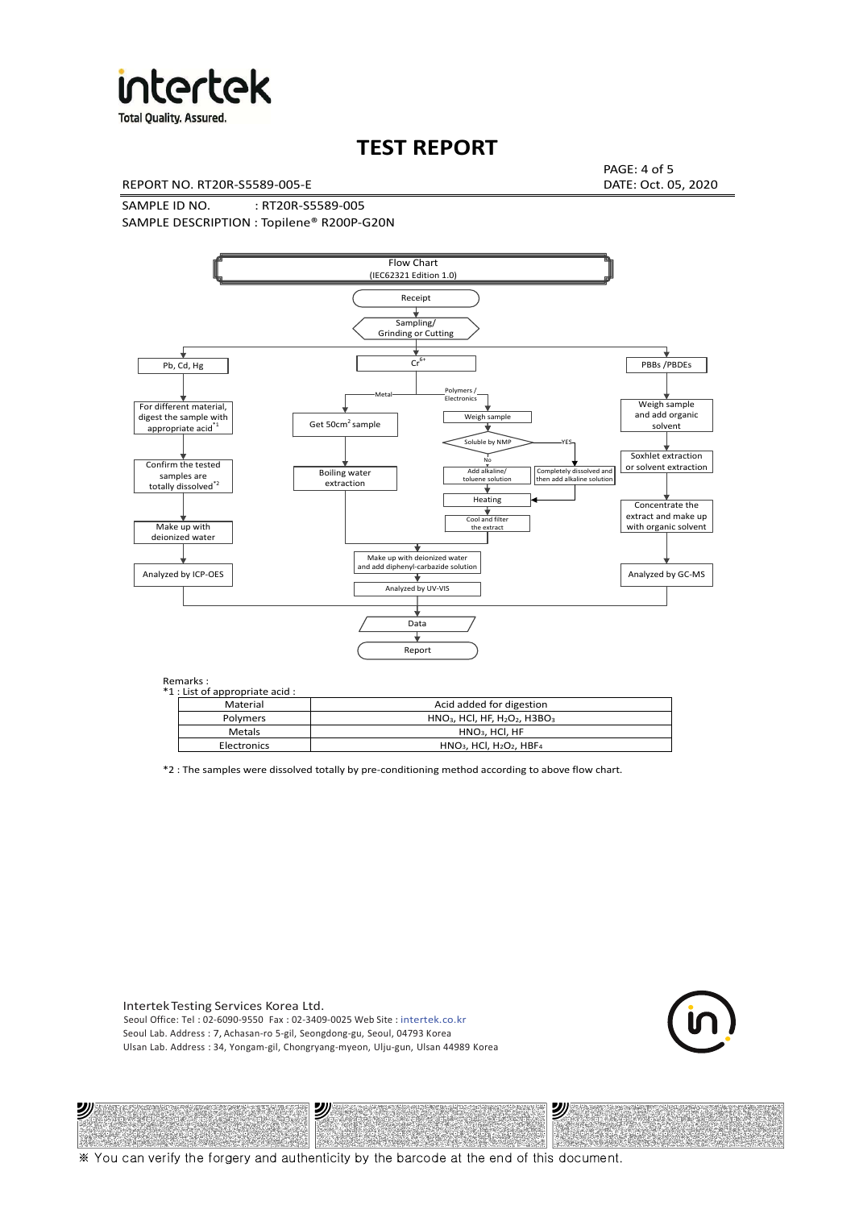REPORT NO. RT20R-S5589-005-E

DATE: Oct. 05, 2020

SAMPLE ID NO. : RT20R-S5589-005

SAMPLE DESCRIPTION : Topilene® R200P-G20N

Flow Chart
(IEC62321 Edition 1.0)

Receipt

Sampling/
Grinding or Cutting

Pb, Cd, Hg

- For different material, digest the sample with appropriate acid [*1]
- Confirm the tested samples are totally dissolved [*2]
- Make up with deionized water
- Analyzed by ICP-OES

$Cr^{6+}$

- Metal
  - Get 50cm² sample
  - Boiling water extraction
- Polymers / Electronics
  - Weigh sample
  - Soluble by NMP
    - No: Add alkaline/ toluene solution
    - YES: Completely dissolved and then add alkaline solution
  - Heating
  - Cool and filter the extract
- Make up with deionized water and add diphenyl-carbazide solution
- Analyzed by UV-VIS

PBBs /PBDEs

- Weigh sample and add organic solvent
- Soxhlet extraction or solvent extraction
- Concentrate the extract and make up with organic solvent
- Analyzed by GC-MS

Data

Report

Remarks :

*1 : List of appropriate acid :

| Material | Acid added for digestion |
|---|---|
| Polymers | $HNO_3$, HCl, HF, $H_2O_2$, $H3BO_3$ |
| Metals | $HNO_3$, HCl, HF |
| Electronics | $HNO_3$, HCl, $H_2O_2$, $HBF_4$ |

*2 : The samples were dissolved totally by pre-conditioning method according to above flow chart.

Intertek Testing Services Korea Ltd.
Seoul Office: Tel : 02-6090-9550 Fax : 02-3409-0025 Web Site : intertek.co.kr
Seoul Lab. Address : 7, Achasan-ro 5-gil, Seongdong-gu, Seoul, 04793 Korea
Ulsan Lab. Address : 34, Yongam-gil, Chongryang-myeon, Ulju-gun, Ulsan 44989 Korea

※ You can verify the forgery and authenticity by the barcode at the end of this document.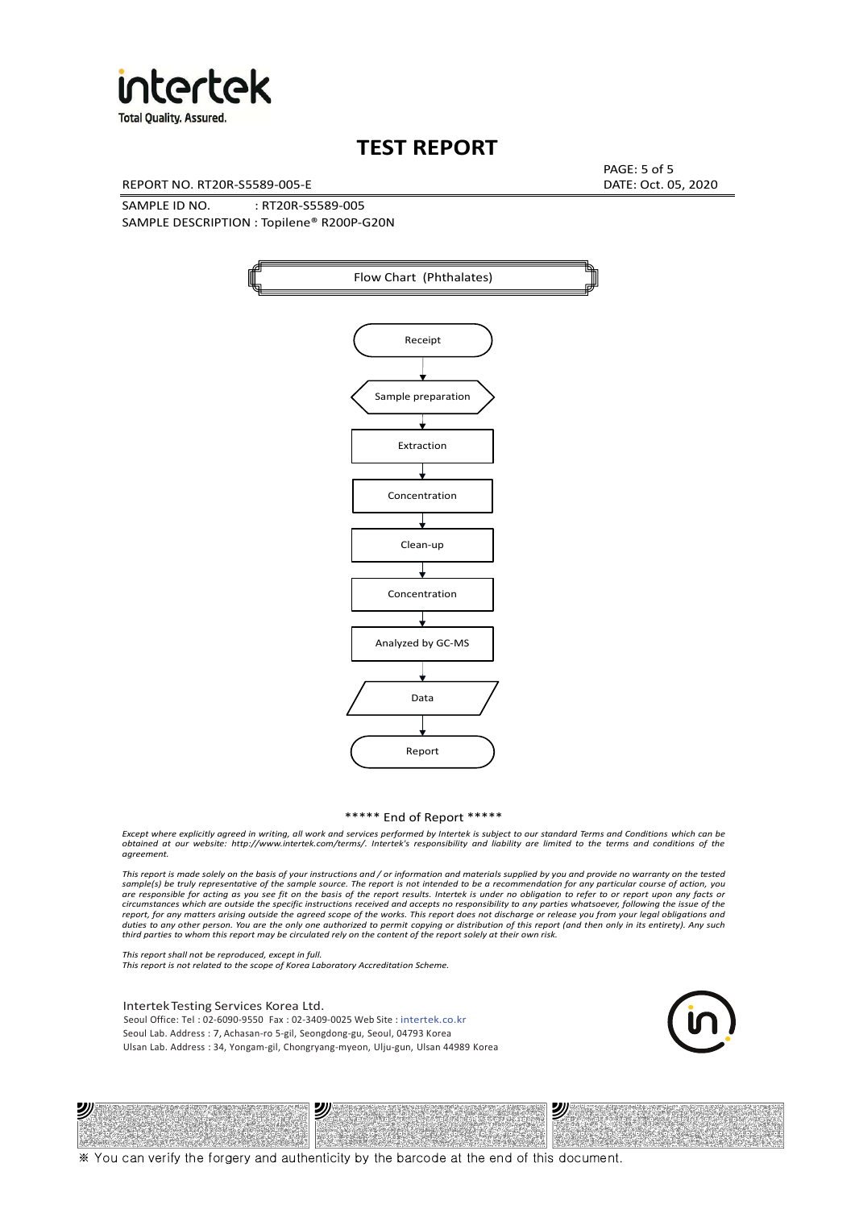# TEST REPORT

REPORT NO. RT20R-S5589-005-E

DATE: Oct. 05, 2020

SAMPLE ID NO. : RT20R-S5589-005

SAMPLE DESCRIPTION : Topilene® R200P-G20N

## Flow Chart (Phthalates)

Receipt

Sample preparation

Extraction

Concentration

Clean-up

Concentration

Analyzed by GC-MS

Data

Report

\*\*\*\*\* End of Report \*\*\*\*\*

*Except where explicitly agreed in writing, all work and services performed by Intertek is subject to our standard Terms and Conditions which can be obtained at our website: http://www.intertek.com/terms/. Intertek's responsibility and liability are limited to the terms and conditions of the agreement.*

*This report is made solely on the basis of your instructions and / or information and materials supplied by you and provide no warranty on the tested sample(s) be truly representative of the sample source. The report is not intended to be a recommendation for any particular course of action, you are responsible for acting as you see fit on the basis of the report results. Intertek is under no obligation to refer to or report upon any facts or circumstances which are outside the specific instructions received and accepts no responsibility to any parties whatsoever, following the issue of the report, for any matters arising outside the agreed scope of the works. This report does not discharge or release you from your legal obligations and duties to any other person. You are the only one authorized to permit copying or distribution of this report (and then only in its entirety). Any such third parties to whom this report may be circulated rely on the content of the report solely at their own risk.*

*This report shall not be reproduced, except in full.*
*This report is not related to the scope of Korea Laboratory Accreditation Scheme.*

Intertek Testing Services Korea Ltd.
Seoul Office: Tel : 02-6090-9550 Fax : 02-3409-0025 Web Site : intertek.co.kr
Seoul Lab. Address : 7, Achasan-ro 5-gil, Seongdong-gu, Seoul, 04793 Korea
Ulsan Lab. Address : 34, Yongam-gil, Chongryang-myeon, Ulju-gun, Ulsan 44989 Korea

※ You can verify the forgery and authenticity by the barcode at the end of this document.